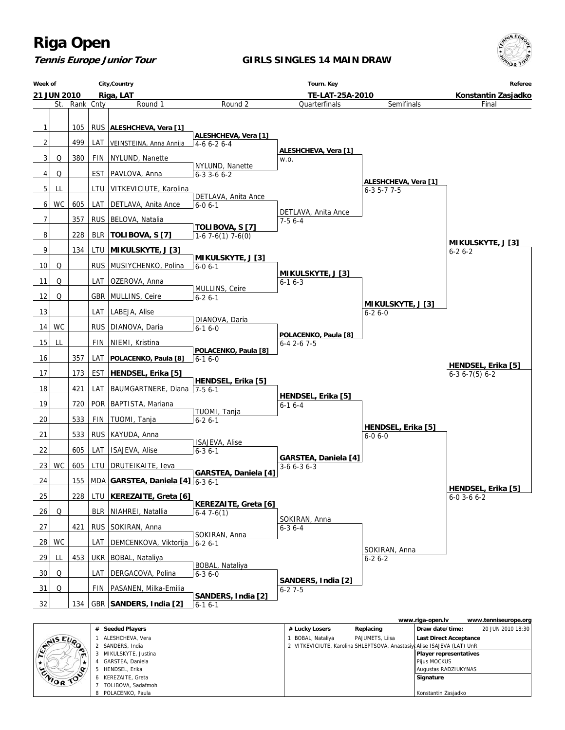# Riga Open

**Tennis Europe Junior Tour**

## GIRLS SINGLES 14 MAIN DRAW

| Week of | City,Country | Tourn. Key | Referee |
|---|---|---|---|
| 21 JUN 2010 | Riga, LAT | TE-LAT-25A-2010 | Konstantin Zasjadko |

| # | St. | Rank | Cnty | Round 1 | Round 2 | Quarterfinals | Semifinals | Final |
|---|---|---|---|---|---|---|---|---|
| 1 | | 105 | RUS | **ALESHCHEVA, Vera [1]** | | | | |
| | | | | | **ALESHCHEVA, Vera [1]** 4-6 6-2 6-4 | | | |
| 2 | | 499 | LAT | VEINSTEINA, Anna Annija | | | | |
| | | | | | | **ALESHCHEVA, Vera [1]** w.o. | | |
| 3 | Q | 380 | FIN | NYLUND, Nanette | | | | |
| | | | | | NYLUND, Nanette 6-3 3-6 6-2 | | | |
| 4 | Q | | EST | PAVLOVA, Anna | | | | |
| | | | | | | | **ALESHCHEVA, Vera [1]** 6-3 5-7 7-5 | |
| 5 | LL | | LTU | VITKEVICIUTE, Karolina | | | | |
| | | | | | DETLAVA, Anita Ance 6-0 6-1 | | | |
| 6 | WC | 605 | LAT | DETLAVA, Anita Ance | | | | |
| | | | | | | DETLAVA, Anita Ance 7-5 6-4 | | |
| 7 | | 357 | RUS | BELOVA, Natalia | | | | |
| | | | | | **TOLIBOVA, S [7]** 1-6 7-6(1) 7-6(0) | | | |
| 8 | | 228 | BLR | **TOLIBOVA, S [7]** | | | | |
| | | | | | | | | **MIKULSKYTE, J [3]** 6-2 6-2 |
| 9 | | 134 | LTU | **MIKULSKYTE, J [3]** | | | | |
| | | | | | **MIKULSKYTE, J [3]** 6-0 6-1 | | | |
| 10 | Q | | RUS | MUSIYCHENKO, Polina | | | | |
| | | | | | | **MIKULSKYTE, J [3]** 6-1 6-3 | | |
| 11 | Q | | LAT | OZEROVA, Anna | | | | |
| | | | | | MULLINS, Ceire 6-2 6-1 | | | |
| 12 | Q | | GBR | MULLINS, Ceire | | | | |
| | | | | | | | **MIKULSKYTE, J [3]** 6-2 6-0 | |
| 13 | | | LAT | LABEJA, Alise | | | | |
| | | | | | DIANOVA, Daria 6-1 6-0 | | | |
| 14 | WC | | RUS | DIANOVA, Daria | | | | |
| | | | | | | **POLACENKO, Paula [8]** 6-4 2-6 7-5 | | |
| 15 | LL | | FIN | NIEMI, Kristina | | | | |
| | | | | | **POLACENKO, Paula [8]** 6-1 6-0 | | | |
| 16 | | 357 | LAT | **POLACENKO, Paula [8]** | | | | |
| | | | | | | | | **HENDSEL, Erika [5]** 6-3 6-7(5) 6-2 |
| 17 | | 173 | EST | **HENDSEL, Erika [5]** | | | | |
| | | | | | **HENDSEL, Erika [5]** 7-5 6-1 | | | |
| 18 | | 421 | LAT | BAUMGARTNERE, Diana | | | | |
| | | | | | | **HENDSEL, Erika [5]** 6-1 6-4 | | |
| 19 | | 720 | POR | BAPTISTA, Mariana | | | | |
| | | | | | TUOMI, Tanja 6-2 6-1 | | | |
| 20 | | 533 | FIN | TUOMI, Tanja | | | | |
| | | | | | | | **HENDSEL, Erika [5]** 6-0 6-0 | |
| 21 | | 533 | RUS | KAYUDA, Anna | | | | |
| | | | | | ISAJEVA, Alise 6-3 6-1 | | | |
| 22 | | 605 | LAT | ISAJEVA, Alise | | | | |
| | | | | | | **GARSTEA, Daniela [4]** 3-6 6-3 6-3 | | |
| 23 | WC | 605 | LTU | DRUTEIKAITE, Ieva | | | | |
| | | | | | **GARSTEA, Daniela [4]** 6-3 6-1 | | | |
| 24 | | 155 | MDA | **GARSTEA, Daniela [4]** | | | | |
| | | | | | | | | **HENDSEL, Erika [5]** 6-0 3-6 6-2 |
| 25 | | 228 | LTU | **KEREZAITE, Greta [6]** | | | | |
| | | | | | **KEREZAITE, Greta [6]** 6-4 7-6(1) | | | |
| 26 | Q | | BLR | NIAHREI, Natallia | | | | |
| | | | | | | SOKIRAN, Anna 6-3 6-4 | | |
| 27 | | 421 | RUS | SOKIRAN, Anna | | | | |
| | | | | | SOKIRAN, Anna 6-2 6-1 | | | |
| 28 | WC | | LAT | DEMCENKOVA, Viktorija | | | | |
| | | | | | | | SOKIRAN, Anna 6-2 6-2 | |
| 29 | LL | 453 | UKR | BOBAL, Nataliya | | | | |
| | | | | | BOBAL, Nataliya 6-3 6-0 | | | |
| 30 | Q | | LAT | DERGACOVA, Polina | | | | |
| | | | | | | **SANDERS, India [2]** 6-2 7-5 | | |
| 31 | Q | | FIN | PASANEN, Milka-Emilia | | | | |
| | | | | | **SANDERS, India [2]** 6-1 6-1 | | | |
| 32 | | 134 | GBR | **SANDERS, India [2]** | | | | |

www.riga-open.lv www.tenniseurope.org

| # | Seeded Players |
|---|---|
| 1 | ALESHCHEVA, Vera |
| 2 | SANDERS, India |
| 3 | MIKULSKYTE, Justina |
| 4 | GARSTEA, Daniela |
| 5 | HENDSEL, Erika |
| 6 | KEREZAITE, Greta |
| 7 | TOLIBOVA, Sadafmoh |
| 8 | POLACENKO, Paula |

| # | Lucky Losers | Replacing |
|---|---|---|
| 1 | BOBAL, Nataliya | PAJUMETS, Liisa |
| 2 | VITKEVICIUTE, Karolina | SHLEPTSOVA, Anastasiya |

| | |
|---|---|
| Draw date/time: | 20 JUN 2010 18:30 |
| Last Direct Acceptance | Alise ISAJEVA (LAT) UnR |
| Player representatives | Pijus MOCKUS |
| | Augustas RADZIUKYNAS |
| Signature | Konstantin Zasjadko |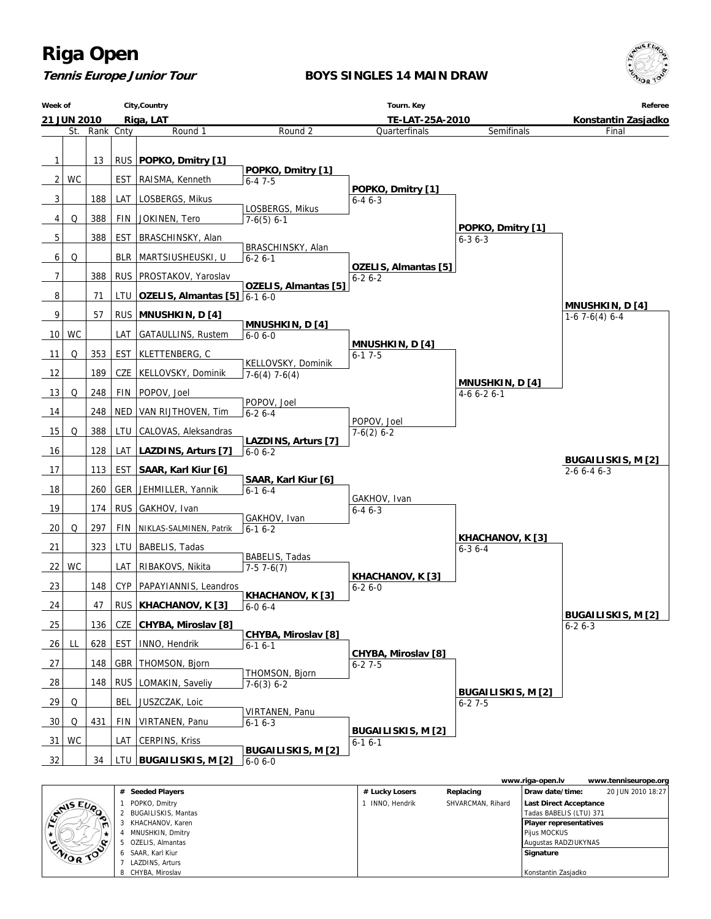# Riga Open

**Tennis Europe Junior Tour**

**BOYS SINGLES 14 MAIN DRAW**

| Week of | City,Country | Tourn. Key | Referee |
|---|---|---|---|
| **21 JUN 2010** | **Riga, LAT** | **TE-LAT-25A-2010** | **Konstantin Zasjadko** |

| # | St. | Rank | Cnty | Round 1 | Round 2 | Quarterfinals | Semifinals | Final |
|---|---|---|---|---|---|---|---|---|
| 1 | | 13 | RUS | **POPKO, Dmitry [1]** | | | | |
| | | | | | **POPKO, Dmitry [1]** 6-4 7-5 | | | |
| 2 | WC | | EST | RAISMA, Kenneth | | | | |
| | | | | | | **POPKO, Dmitry [1]** 6-4 6-3 | | |
| 3 | | 188 | LAT | LOSBERGS, Mikus | | | | |
| | | | | | LOSBERGS, Mikus 7-6(5) 6-1 | | | |
| 4 | Q | 388 | FIN | JOKINEN, Tero | | | | |
| | | | | | | | **POPKO, Dmitry [1]** 6-3 6-3 | |
| 5 | | 388 | EST | BRASCHINSKY, Alan | | | | |
| | | | | | BRASCHINSKY, Alan 6-2 6-1 | | | |
| 6 | Q | | BLR | MARTSIUSHEUSKI, U | | | | |
| | | | | | | **OZELIS, Almantas [5]** 6-2 6-2 | | |
| 7 | | 388 | RUS | PROSTAKOV, Yaroslav | | | | |
| | | | | | **OZELIS, Almantas [5]** 6-1 6-0 | | | |
| 8 | | 71 | LTU | **OZELIS, Almantas [5]** | | | | |
| | | | | | | | | **MNUSHKIN, D [4]** 1-6 7-6(4) 6-4 |
| 9 | | 57 | RUS | **MNUSHKIN, D [4]** | | | | |
| | | | | | **MNUSHKIN, D [4]** 6-0 6-0 | | | |
| 10 | WC | | LAT | GATAULLINS, Rustem | | | | |
| | | | | | | **MNUSHKIN, D [4]** 6-1 7-5 | | |
| 11 | Q | 353 | EST | KLETTENBERG, C | | | | |
| | | | | | KELLOVSKY, Dominik 7-6(4) 7-6(4) | | | |
| 12 | | 189 | CZE | KELLOVSKY, Dominik | | | | |
| | | | | | | | **MNUSHKIN, D [4]** 4-6 6-2 6-1 | |
| 13 | Q | 248 | FIN | POPOV, Joel | | | | |
| | | | | | POPOV, Joel 6-2 6-4 | | | |
| 14 | | 248 | NED | VAN RIJTHOVEN, Tim | | | | |
| | | | | | | POPOV, Joel 7-6(2) 6-2 | | |
| 15 | Q | 388 | LTU | CALOVAS, Aleksandras | | | | |
| | | | | | **LAZDINS, Arturs [7]** 6-0 6-2 | | | |
| 16 | | 128 | LAT | **LAZDINS, Arturs [7]** | | | | |
| | | | | | | | | **BUGAILISKIS, M [2]** 2-6 6-4 6-3 |
| 17 | | 113 | EST | **SAAR, Karl Kiur [6]** | | | | |
| | | | | | **SAAR, Karl Kiur [6]** 6-1 6-4 | | | |
| 18 | | 260 | GER | JEHMILLER, Yannik | | | | |
| | | | | | | GAKHOV, Ivan 6-4 6-3 | | |
| 19 | | 174 | RUS | GAKHOV, Ivan | | | | |
| | | | | | GAKHOV, Ivan 6-1 6-2 | | | |
| 20 | Q | 297 | FIN | NIKLAS-SALMINEN, Patrik | | | | |
| | | | | | | | **KHACHANOV, K [3]** 6-3 6-4 | |
| 21 | | 323 | LTU | BABELIS, Tadas | | | | |
| | | | | | BABELIS, Tadas 7-5 7-6(7) | | | |
| 22 | WC | | LAT | RIBAKOVS, Nikita | | | | |
| | | | | | | **KHACHANOV, K [3]** 6-2 6-0 | | |
| 23 | | 148 | CYP | PAPAYIANNIS, Leandros | | | | |
| | | | | | **KHACHANOV, K [3]** 6-0 6-4 | | | |
| 24 | | 47 | RUS | **KHACHANOV, K [3]** | | | | |
| | | | | | | | | **BUGAILISKIS, M [2]** 6-2 6-3 |
| 25 | | 136 | CZE | **CHYBA, Miroslav [8]** | | | | |
| | | | | | **CHYBA, Miroslav [8]** 6-1 6-1 | | | |
| 26 | LL | 628 | EST | INNO, Hendrik | | | | |
| | | | | | | **CHYBA, Miroslav [8]** 6-2 7-5 | | |
| 27 | | 148 | GBR | THOMSON, Bjorn | | | | |
| | | | | | THOMSON, Bjorn 7-6(3) 6-2 | | | |
| 28 | | 148 | RUS | LOMAKIN, Saveliy | | | | |
| | | | | | | | **BUGAILISKIS, M [2]** 6-2 7-5 | |
| 29 | Q | | BEL | JUSZCZAK, Loic | | | | |
| | | | | | VIRTANEN, Panu 6-1 6-3 | | | |
| 30 | Q | 431 | FIN | VIRTANEN, Panu | | | | |
| | | | | | | **BUGAILISKIS, M [2]** 6-1 6-1 | | |
| 31 | WC | | LAT | CERPINS, Kriss | | | | |
| | | | | | **BUGAILISKIS, M [2]** 6-0 6-0 | | | |
| 32 | | 34 | LTU | **BUGAILISKIS, M [2]** | | | | |

www.riga-open.lv www.tenniseurope.org

| # | Seeded Players | # Lucky Losers | Replacing | |
|---|---|---|---|---|
| 1 | POPKO, Dmitry | 1 INNO, Hendrik | SHVARCMAN, Rihard | **Draw date/time:** 20 JUN 2010 18:27 |
| 2 | BUGAILISKIS, Mantas | | | **Last Direct Acceptance** Tadas BABELIS (LTU) 371 |
| 3 | KHACHANOV, Karen | | | **Player representatives** |
| 4 | MNUSHKIN, Dmitry | | | Pijus MOCKUS |
| 5 | OZELIS, Almantas | | | Augustas RADZIUKYNAS |
| 6 | SAAR, Karl Kiur | | | **Signature** |
| 7 | LAZDINS, Arturs | | | |
| 8 | CHYBA, Miroslav | | | Konstantin Zasjadko |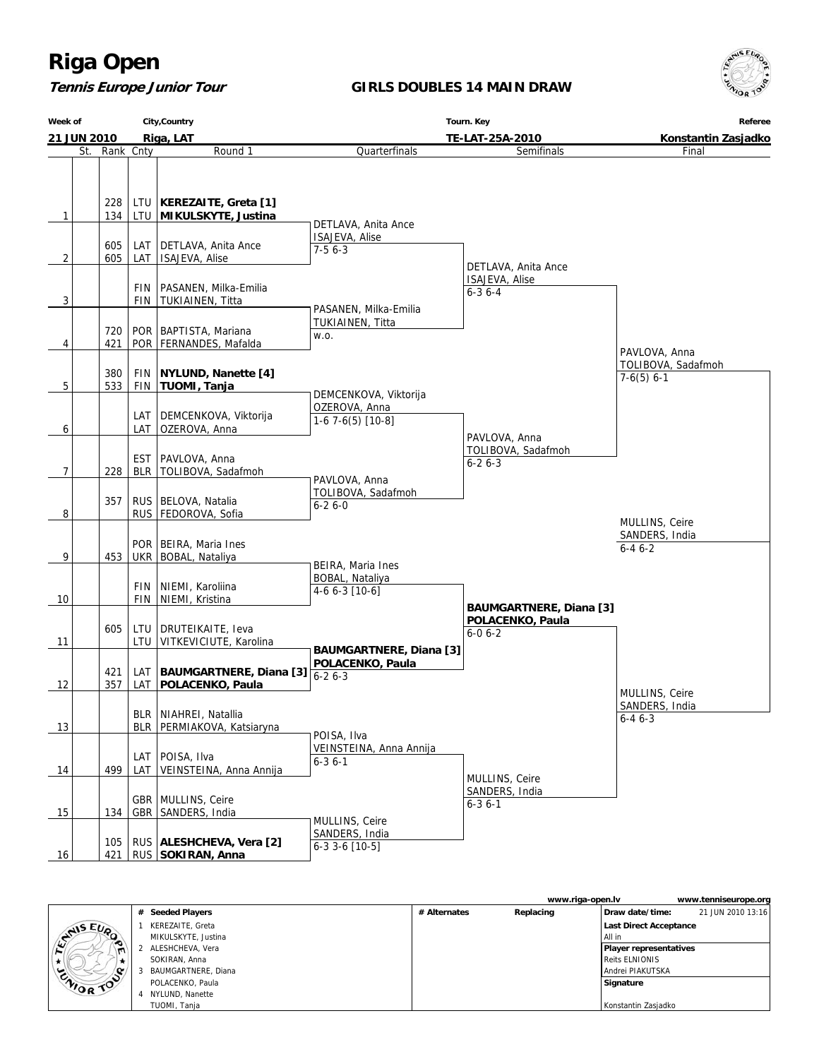# Riga Open

***Tennis Europe Junior Tour***

## GIRLS DOUBLES 14 MAIN DRAW

| Week of | City,Country | Tourn. Key | Referee |
|---|---|---|---|
| 21 JUN 2010 | Riga, LAT | TE-LAT-25A-2010 | Konstantin Zasjadko |

### Round 1

| # | St. | Rank | Cnty | Round 1 |
|---|---|---|---|---|
| 1 | | 228 | LTU | **KEREZAITE, Greta [1]** |
| | | 134 | LTU | **MIKULSKYTE, Justina** |
| 2 | | 605 | LAT | DETLAVA, Anita Ance |
| | | 605 | LAT | ISAJEVA, Alise |
| 3 | | | FIN | PASANEN, Milka-Emilia |
| | | | FIN | TUKIAINEN, Titta |
| 4 | | 720 | POR | BAPTISTA, Mariana |
| | | 421 | POR | FERNANDES, Mafalda |
| 5 | | 380 | FIN | **NYLUND, Nanette [4]** |
| | | 533 | FIN | **TUOMI, Tanja** |
| 6 | | | LAT | DEMCENKOVA, Viktorija |
| | | | LAT | OZEROVA, Anna |
| 7 | | | EST | PAVLOVA, Anna |
| | | 228 | BLR | TOLIBOVA, Sadafmoh |
| 8 | | 357 | RUS | BELOVA, Natalia |
| | | | RUS | FEDOROVA, Sofia |
| 9 | | | POR | BEIRA, Maria Ines |
| | | 453 | UKR | BOBAL, Nataliya |
| 10 | | | FIN | NIEMI, Karoliina |
| | | | FIN | NIEMI, Kristina |
| 11 | | 605 | LTU | DRUTEIKAITE, Ieva |
| | | | LTU | VITKEVICIUTE, Karolina |
| 12 | | 421 | LAT | **BAUMGARTNERE, Diana [3]** |
| | | 357 | LAT | **POLACENKO, Paula** |
| 13 | | | BLR | NIAHREI, Natallia |
| | | | BLR | PERMIAKOVA, Katsiaryna |
| 14 | | | LAT | POISA, Ilva |
| | | 499 | LAT | VEINSTEINA, Anna Annija |
| 15 | | | GBR | MULLINS, Ceire |
| | | 134 | GBR | SANDERS, India |
| 16 | | 105 | RUS | **ALESHCHEVA, Vera [2]** |
| | | 421 | RUS | **SOKIRAN, Anna** |

### Quarterfinals

- DETLAVA, Anita Ance / ISAJEVA, Alise — 7-5 6-3
- PASANEN, Milka-Emilia / TUKIAINEN, Titta — w.o.
- DEMCENKOVA, Viktorija / OZEROVA, Anna — 1-6 7-6(5) [10-8]
- PAVLOVA, Anna / TOLIBOVA, Sadafmoh — 6-2 6-0
- BEIRA, Maria Ines / BOBAL, Nataliya — 4-6 6-3 [10-6]
- **BAUMGARTNERE, Diana [3] / POLACENKO, Paula** — 6-2 6-3
- POISA, Ilva / VEINSTEINA, Anna Annija — 6-3 6-1
- MULLINS, Ceire / SANDERS, India — 6-3 3-6 [10-5]

### Semifinals

- DETLAVA, Anita Ance / ISAJEVA, Alise — 6-3 6-4
- PAVLOVA, Anna / TOLIBOVA, Sadafmoh — 6-2 6-3
- **BAUMGARTNERE, Diana [3] / POLACENKO, Paula** — 6-0 6-2
- MULLINS, Ceire / SANDERS, India — 6-3 6-1

### Final

- PAVLOVA, Anna / TOLIBOVA, Sadafmoh — 7-6(5) 6-1
- MULLINS, Ceire / SANDERS, India — 6-4 6-3

### Winner

MULLINS, Ceire / SANDERS, India — 6-4 6-2

---

www.riga-open.lv www.tenniseurope.org

| # | Seeded Players | # Alternates | Replacing |
|---|---|---|---|
| 1 | KEREZAITE, Greta / MIKULSKYTE, Justina | | |
| 2 | ALESHCHEVA, Vera / SOKIRAN, Anna | | |
| 3 | BAUMGARTNERE, Diana / POLACENKO, Paula | | |
| 4 | NYLUND, Nanette / TUOMI, Tanja | | |

**Draw date/time:** 21 JUN 2010 13:16

**Last Direct Acceptance:** All in

**Player representatives:** Reits ELNIONIS, Andrei PIAKUTSKA

**Signature:** Konstantin Zasjadko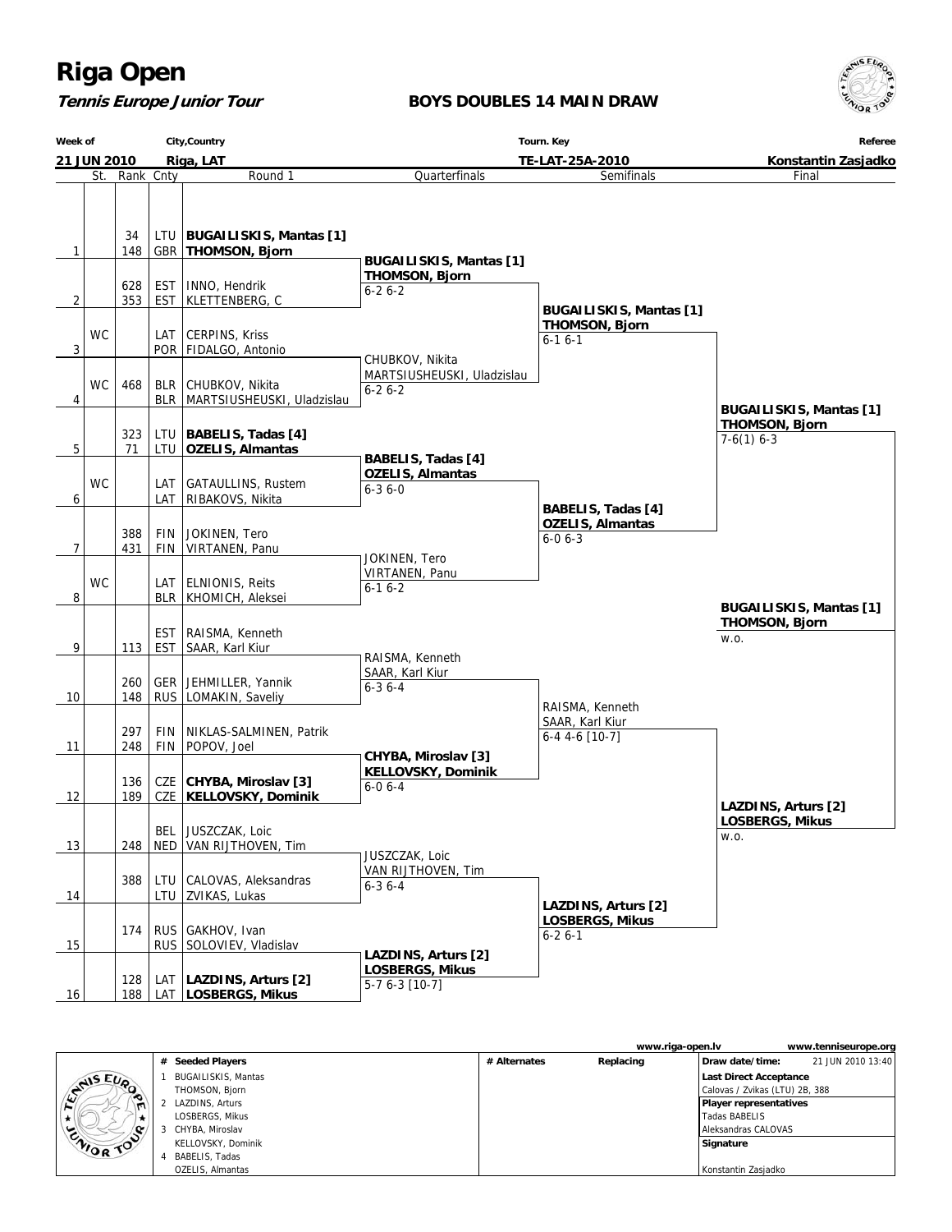# Riga Open

***Tennis Europe Junior Tour***

**BOYS DOUBLES 14 MAIN DRAW**

| Week of | City,Country | Tourn. Key | Referee |
|---|---|---|---|
| **21 JUN 2010** | **Riga, LAT** | **TE-LAT-25A-2010** | **Konstantin Zasjadko** |

| # | St. | Rank | Cnty | Round 1 | Quarterfinals | Semifinals | Final |
|---|---|---|---|---|---|---|---|
| 1 | | 34<br>148 | LTU<br>GBR | **BUGAILISKIS, Mantas [1]**<br>**THOMSON, Bjorn** | **BUGAILISKIS, Mantas [1]**<br>**THOMSON, Bjorn**<br>6-2 6-2 | **BUGAILISKIS, Mantas [1]**<br>**THOMSON, Bjorn**<br>6-1 6-1 | **BUGAILISKIS, Mantas [1]**<br>**THOMSON, Bjorn**<br>7-6(1) 6-3 |
| 2 | | 628<br>353 | EST<br>EST | INNO, Hendrik<br>KLETTENBERG, C | | | |
| 3 | WC | | LAT<br>POR | CERPINS, Kriss<br>FIDALGO, Antonio | CHUBKOV, Nikita<br>MARTSIUSHEUSKI, Uladzislau<br>6-2 6-2 | | |
| 4 | WC | 468 | BLR<br>BLR | CHUBKOV, Nikita<br>MARTSIUSHEUSKI, Uladzislau | | | |
| 5 | | 323<br>71 | LTU<br>LTU | **BABELIS, Tadas [4]**<br>**OZELIS, Almantas** | **BABELIS, Tadas [4]**<br>**OZELIS, Almantas**<br>6-3 6-0 | **BABELIS, Tadas [4]**<br>**OZELIS, Almantas**<br>6-0 6-3 | |
| 6 | WC | | LAT<br>LAT | GATAULLINS, Rustem<br>RIBAKOVS, Nikita | | | |
| 7 | | 388<br>431 | FIN<br>FIN | JOKINEN, Tero<br>VIRTANEN, Panu | JOKINEN, Tero<br>VIRTANEN, Panu<br>6-1 6-2 | | |
| 8 | WC | | LAT<br>BLR | ELNIONIS, Reits<br>KHOMICH, Aleksei | | | **BUGAILISKIS, Mantas [1]**<br>**THOMSON, Bjorn**<br>w.o. |
| 9 | | 113 | EST<br>EST | RAISMA, Kenneth<br>SAAR, Karl Kiur | RAISMA, Kenneth<br>SAAR, Karl Kiur<br>6-3 6-4 | RAISMA, Kenneth<br>SAAR, Karl Kiur<br>6-4 4-6 [10-7] | |
| 10 | | 260<br>148 | GER<br>RUS | JEHMILLER, Yannik<br>LOMAKIN, Saveliy | | | |
| 11 | | 297<br>248 | FIN<br>FIN | NIKLAS-SALMINEN, Patrik<br>POPOV, Joel | **CHYBA, Miroslav [3]**<br>**KELLOVSKY, Dominik**<br>6-0 6-4 | | |
| 12 | | 136<br>189 | CZE<br>CZE | **CHYBA, Miroslav [3]**<br>**KELLOVSKY, Dominik** | | | **LAZDINS, Arturs [2]**<br>**LOSBERGS, Mikus**<br>w.o. |
| 13 | | 248 | BEL<br>NED | JUSZCZAK, Loic<br>VAN RIJTHOVEN, Tim | JUSZCZAK, Loic<br>VAN RIJTHOVEN, Tim<br>6-3 6-4 | **LAZDINS, Arturs [2]**<br>**LOSBERGS, Mikus**<br>6-2 6-1 | |
| 14 | | 388 | LTU<br>LTU | CALOVAS, Aleksandras<br>ZVIKAS, Lukas | | | |
| 15 | | 174 | RUS<br>RUS | GAKHOV, Ivan<br>SOLOVIEV, Vladislav | **LAZDINS, Arturs [2]**<br>**LOSBERGS, Mikus**<br>5-7 6-3 [10-7] | | |
| 16 | | 128<br>188 | LAT<br>LAT | **LAZDINS, Arturs [2]**<br>**LOSBERGS, Mikus** | | | |

www.riga-open.lv www.tenniseurope.org

| # | Seeded Players | # Alternates | Replacing | |
|---|---|---|---|---|
| 1 | BUGAILISKIS, Mantas<br>THOMSON, Bjorn | | | **Draw date/time:** 21 JUN 2010 13:40 |
| 2 | LAZDINS, Arturs<br>LOSBERGS, Mikus | | | **Last Direct Acceptance**<br>Calovas / Zvikas (LTU) 2B, 388 |
| 3 | CHYBA, Miroslav<br>KELLOVSKY, Dominik | | | **Player representatives**<br>Tadas BABELIS<br>Aleksandras CALOVAS |
| 4 | BABELIS, Tadas<br>OZELIS, Almantas | | | **Signature**<br>Konstantin Zasjadko |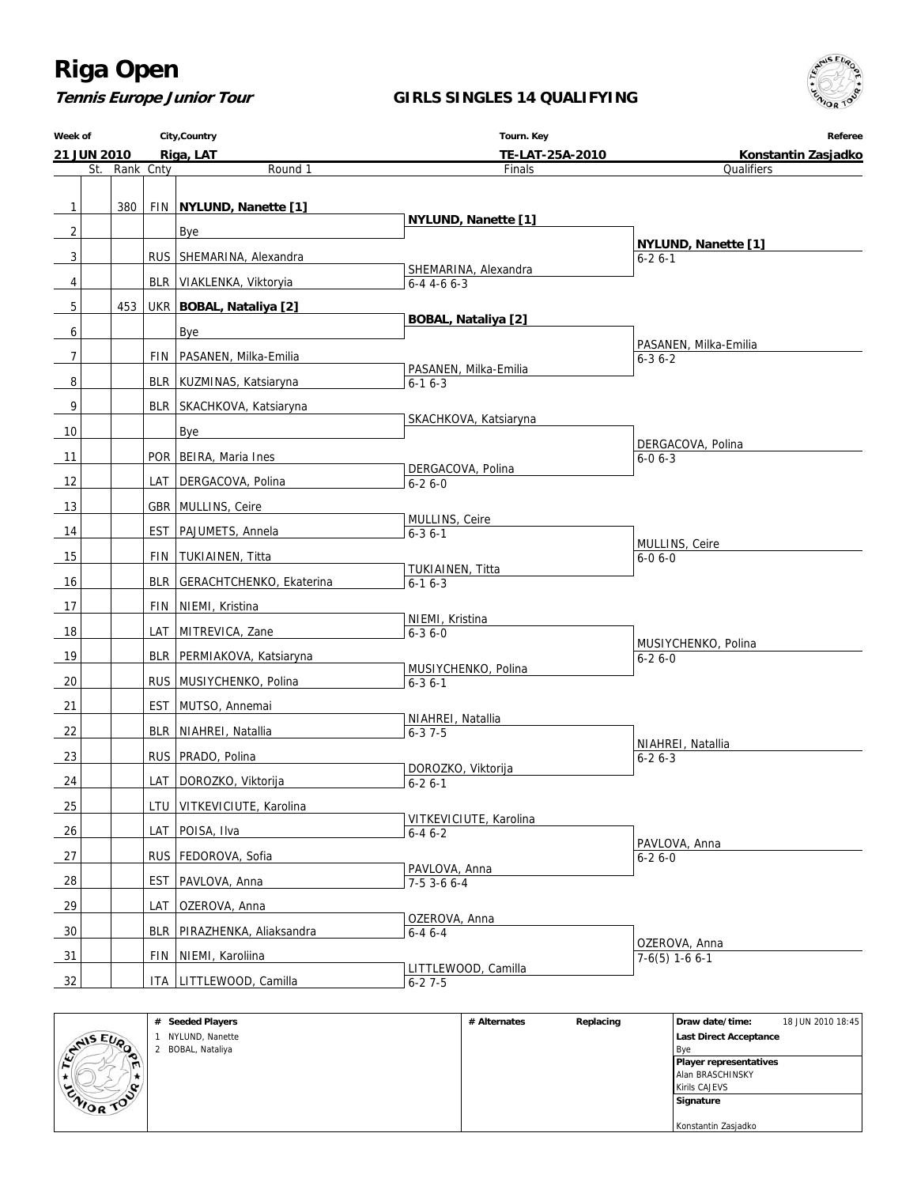# Riga Open

***Tennis Europe Junior Tour***

## GIRLS SINGLES 14 QUALIFYING

| Week of | City,Country | Tourn. Key | Referee |
|---|---|---|---|
| 21 JUN 2010 | Riga, LAT | TE-LAT-25A-2010 | Konstantin Zasjadko |

| # | St. | Rank | Cnty | Round 1 | Finals | Qualifiers |
|---|---|---|---|---|---|---|
| 1 | | 380 | FIN | **NYLUND, Nanette [1]** | **NYLUND, Nanette [1]** | **NYLUND, Nanette [1]** 6-2 6-1 |
| 2 | | | | Bye | | |
| 3 | | | RUS | SHEMARINA, Alexandra | SHEMARINA, Alexandra 6-4 4-6 6-3 | |
| 4 | | | BLR | VIAKLENKA, Viktoryia | | |
| 5 | | 453 | UKR | **BOBAL, Nataliya [2]** | **BOBAL, Nataliya [2]** | PASANEN, Milka-Emilia 6-3 6-2 |
| 6 | | | | Bye | | |
| 7 | | | FIN | PASANEN, Milka-Emilia | PASANEN, Milka-Emilia 6-1 6-3 | |
| 8 | | | BLR | KUZMINAS, Katsiaryna | | |
| 9 | | | BLR | SKACHKOVA, Katsiaryna | SKACHKOVA, Katsiaryna | DERGACOVA, Polina 6-0 6-3 |
| 10 | | | | Bye | | |
| 11 | | | POR | BEIRA, Maria Ines | DERGACOVA, Polina 6-2 6-0 | |
| 12 | | | LAT | DERGACOVA, Polina | | |
| 13 | | | GBR | MULLINS, Ceire | MULLINS, Ceire 6-3 6-1 | MULLINS, Ceire 6-0 6-0 |
| 14 | | | EST | PAJUMETS, Annela | | |
| 15 | | | FIN | TUKIAINEN, Titta | TUKIAINEN, Titta 6-1 6-3 | |
| 16 | | | BLR | GERACHTCHENKO, Ekaterina | | |
| 17 | | | FIN | NIEMI, Kristina | NIEMI, Kristina 6-3 6-0 | MUSIYCHENKO, Polina 6-2 6-0 |
| 18 | | | LAT | MITREVICA, Zane | | |
| 19 | | | BLR | PERMIAKOVA, Katsiaryna | MUSIYCHENKO, Polina 6-3 6-1 | |
| 20 | | | RUS | MUSIYCHENKO, Polina | | |
| 21 | | | EST | MUTSO, Annemai | NIAHREI, Natallia 6-3 7-5 | NIAHREI, Natallia 6-2 6-3 |
| 22 | | | BLR | NIAHREI, Natallia | | |
| 23 | | | RUS | PRADO, Polina | DOROZKO, Viktorija 6-2 6-1 | |
| 24 | | | LAT | DOROZKO, Viktorija | | |
| 25 | | | LTU | VITKEVICIUTE, Karolina | VITKEVICIUTE, Karolina 6-4 6-2 | PAVLOVA, Anna 6-2 6-0 |
| 26 | | | LAT | POISA, Ilva | | |
| 27 | | | RUS | FEDOROVA, Sofia | PAVLOVA, Anna 7-5 3-6 6-4 | |
| 28 | | | EST | PAVLOVA, Anna | | |
| 29 | | | LAT | OZEROVA, Anna | OZEROVA, Anna 6-4 6-4 | OZEROVA, Anna 7-6(5) 1-6 6-1 |
| 30 | | | BLR | PIRAZHENKA, Aliaksandra | | |
| 31 | | | FIN | NIEMI, Karoliina | LITTLEWOOD, Camilla 6-2 7-5 | |
| 32 | | | ITA | LITTLEWOOD, Camilla | | |

| # Seeded Players | # Alternates | Replacing | |
|---|---|---|---|
| 1 NYLUND, Nanette | | | Draw date/time: 18 JUN 2010 18:45 |
| 2 BOBAL, Nataliya | | | Last Direct Acceptance: Bye |
| | | | Player representatives: Alan BRASCHINSKY, Kirils CAJEVS |
| | | | Signature: Konstantin Zasjadko |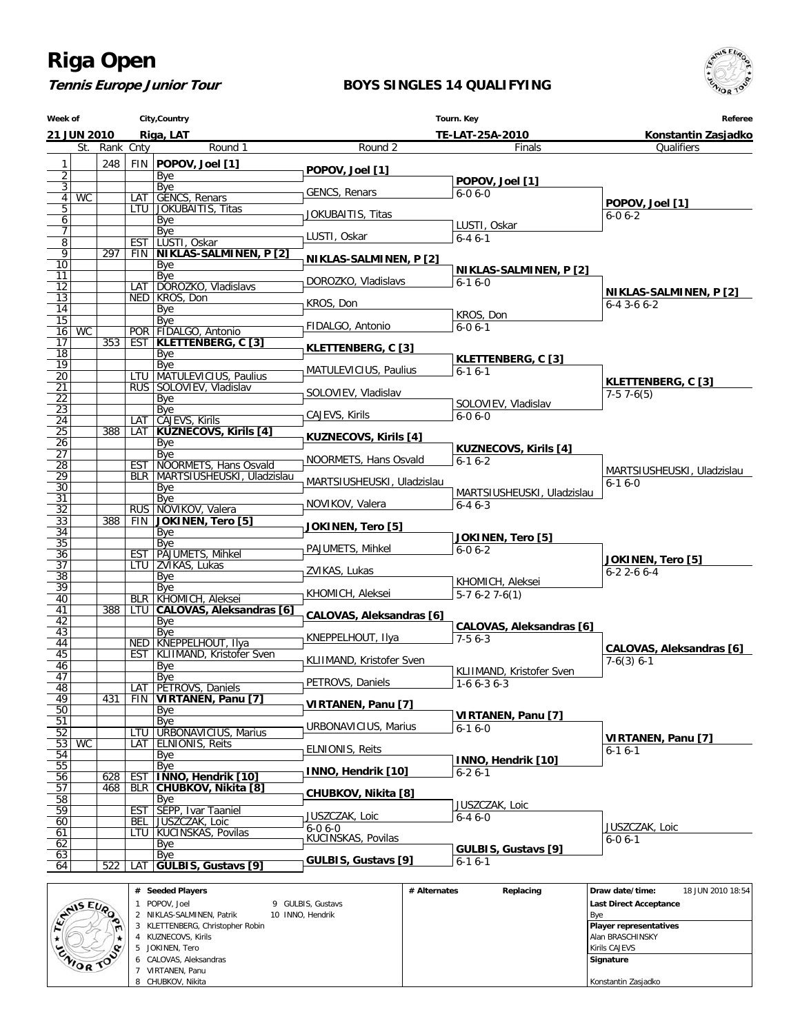# Riga Open

***Tennis Europe Junior Tour***

## BOYS SINGLES 14 QUALIFYING

| Week of | City,Country | Tourn. Key | Referee |
|---|---|---|---|
| 21 JUN 2010 | Riga, LAT | TE-LAT-25A-2010 | Konstantin Zasjadko |

| # | St. | Rank | Cnty | Round 1 | Round 2 | Finals | Qualifiers |
|---|---|---|---|---|---|---|---|
| 1 | | 248 | FIN | **POPOV, Joel [1]** | **POPOV, Joel [1]** | | |
| 2 | | | | Bye | | **POPOV, Joel [1]** | |
| 3 | | | | Bye | GENCS, Renars | 6-0 6-0 | |
| 4 | WC | | LAT | GENCS, Renars | | | **POPOV, Joel [1]** |
| 5 | | | LTU | JOKUBAITIS, Titas | JOKUBAITIS, Titas | | 6-0 6-2 |
| 6 | | | | Bye | | LUSTI, Oskar | |
| 7 | | | | Bye | LUSTI, Oskar | 6-4 6-1 | |
| 8 | | | EST | LUSTI, Oskar | | | |
| 9 | | 297 | FIN | **NIKLAS-SALMINEN, P [2]** | **NIKLAS-SALMINEN, P [2]** | | |
| 10 | | | | Bye | | **NIKLAS-SALMINEN, P [2]** | |
| 11 | | | | Bye | DOROZKO, Vladislavs | 6-1 6-0 | |
| 12 | | | LAT | DOROZKO, Vladislavs | | | **NIKLAS-SALMINEN, P [2]** |
| 13 | | | NED | KROS, Don | KROS, Don | | 6-4 3-6 6-2 |
| 14 | | | | Bye | | KROS, Don | |
| 15 | | | | Bye | FIDALGO, Antonio | 6-0 6-1 | |
| 16 | WC | | POR | FIDALGO, Antonio | | | |
| 17 | | 353 | EST | **KLETTENBERG, C [3]** | **KLETTENBERG, C [3]** | | |
| 18 | | | | Bye | | **KLETTENBERG, C [3]** | |
| 19 | | | | Bye | MATULEVICIUS, Paulius | 6-1 6-1 | |
| 20 | | | LTU | MATULEVICIUS, Paulius | | | **KLETTENBERG, C [3]** |
| 21 | | | RUS | SOLOVIEV, Vladislav | SOLOVIEV, Vladislav | | 7-5 7-6(5) |
| 22 | | | | Bye | | SOLOVIEV, Vladislav | |
| 23 | | | | Bye | CAJEVS, Kirils | 6-0 6-0 | |
| 24 | | | LAT | CAJEVS, Kirils | | | |
| 25 | | 388 | LAT | **KUZNECOVS, Kirils [4]** | **KUZNECOVS, Kirils [4]** | | |
| 26 | | | | Bye | | **KUZNECOVS, Kirils [4]** | |
| 27 | | | | Bye | NOORMETS, Hans Osvald | 6-1 6-2 | |
| 28 | | | EST | NOORMETS, Hans Osvald | | | MARTSIUSHEUSKI, Uladzislau |
| 29 | | | BLR | MARTSIUSHEUSKI, Uladzislau | MARTSIUSHEUSKI, Uladzislau | | 6-1 6-0 |
| 30 | | | | Bye | | MARTSIUSHEUSKI, Uladzislau | |
| 31 | | | | Bye | NOVIKOV, Valera | 6-4 6-3 | |
| 32 | | | RUS | NOVIKOV, Valera | | | |
| 33 | | 388 | FIN | **JOKINEN, Tero [5]** | **JOKINEN, Tero [5]** | | |
| 34 | | | | Bye | | **JOKINEN, Tero [5]** | |
| 35 | | | | Bye | PAJUMETS, Mihkel | 6-0 6-2 | |
| 36 | | | EST | PAJUMETS, Mihkel | | | **JOKINEN, Tero [5]** |
| 37 | | | LTU | ZVIKAS, Lukas | ZVIKAS, Lukas | | 6-2 2-6 6-4 |
| 38 | | | | Bye | | KHOMICH, Aleksei | |
| 39 | | | | Bye | KHOMICH, Aleksei | 5-7 6-2 7-6(1) | |
| 40 | | | BLR | KHOMICH, Aleksei | | | |
| 41 | | 388 | LTU | **CALOVAS, Aleksandras [6]** | **CALOVAS, Aleksandras [6]** | | |
| 42 | | | | Bye | | **CALOVAS, Aleksandras [6]** | |
| 43 | | | | Bye | KNEPPELHOUT, Ilya | 7-5 6-3 | |
| 44 | | | NED | KNEPPELHOUT, Ilya | | | **CALOVAS, Aleksandras [6]** |
| 45 | | | EST | KLIIMAND, Kristofer Sven | KLIIMAND, Kristofer Sven | | 7-6(3) 6-1 |
| 46 | | | | Bye | | KLIIMAND, Kristofer Sven | |
| 47 | | | | Bye | PETROVS, Daniels | 1-6 6-3 6-3 | |
| 48 | | | LAT | PETROVS, Daniels | | | |
| 49 | | 431 | FIN | **VIRTANEN, Panu [7]** | **VIRTANEN, Panu [7]** | | |
| 50 | | | | Bye | | **VIRTANEN, Panu [7]** | |
| 51 | | | | Bye | URBONAVICIUS, Marius | 6-1 6-0 | |
| 52 | | | LTU | URBONAVICIUS, Marius | | | **VIRTANEN, Panu [7]** |
| 53 | WC | | LAT | ELNIONIS, Reits | ELNIONIS, Reits | | 6-1 6-1 |
| 54 | | | | Bye | | **INNO, Hendrik [10]** | |
| 55 | | | | Bye | **INNO, Hendrik [10]** | 6-2 6-1 | |
| 56 | | 628 | EST | **INNO, Hendrik [10]** | | | |
| 57 | | 468 | BLR | **CHUBKOV, Nikita [8]** | **CHUBKOV, Nikita [8]** | | |
| 58 | | | | Bye | | JUSZCZAK, Loic | |
| 59 | | | EST | SEPP, Ivar Taaniel | JUSZCZAK, Loic | 6-4 6-0 | |
| 60 | | | BEL | JUSZCZAK, Loic | 6-0 6-0 | | JUSZCZAK, Loic |
| 61 | | | LTU | KUCINSKAS, Povilas | KUCINSKAS, Povilas | | 6-0 6-1 |
| 62 | | | | Bye | | **GULBIS, Gustavs [9]** | |
| 63 | | | | Bye | **GULBIS, Gustavs [9]** | 6-1 6-1 | |
| 64 | | 522 | LAT | **GULBIS, Gustavs [9]** | | | |

| # | Seeded Players | | # Alternates | Replacing | |
|---|---|---|---|---|---|
| 1 | POPOV, Joel | 9 GULBIS, Gustavs | | | **Draw date/time:** 18 JUN 2010 18:54 |
| 2 | NIKLAS-SALMINEN, Patrik | 10 INNO, Hendrik | | | **Last Direct Acceptance** Bye |
| 3 | KLETTENBERG, Christopher Robin | | | | **Player representatives** |
| 4 | KUZNECOVS, Kirils | | | | Alan BRASCHINSKY |
| 5 | JOKINEN, Tero | | | | Kirils CAJEVS |
| 6 | CALOVAS, Aleksandras | | | | **Signature** |
| 7 | VIRTANEN, Panu | | | | |
| 8 | CHUBKOV, Nikita | | | | Konstantin Zasjadko |